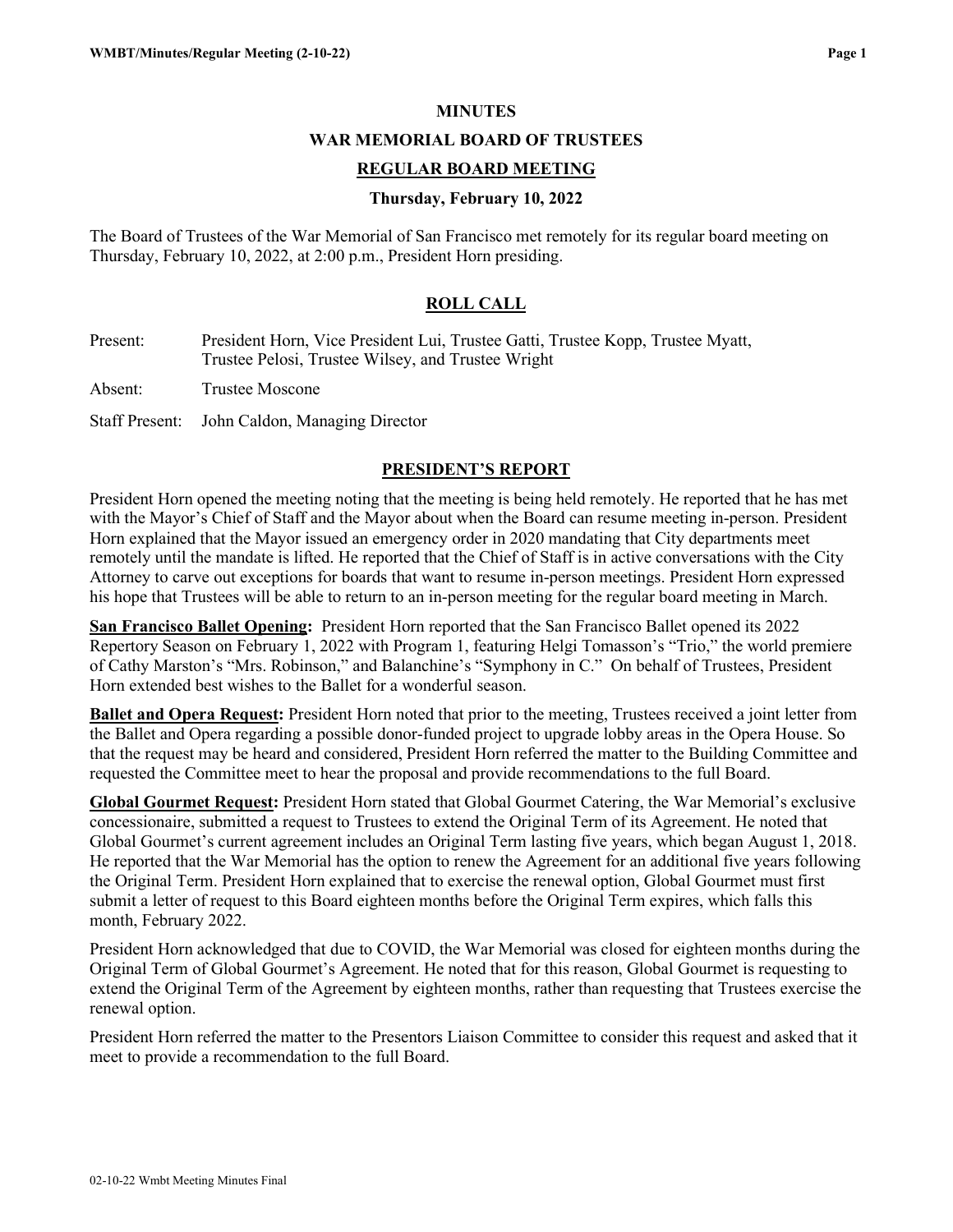# MINUTES

## WAR MEMORIAL BOARD OF TRUSTEES

## REGULAR BOARD MEETING

### Thursday, February 10, 2022

The Board of Trustees of the War Memorial of San Francisco met remotely for its regular board meeting on Thursday, February 10, 2022, at 2:00 p.m., President Horn presiding.

## ROLL CALL

Present: President Horn, Vice President Lui, Trustee Gatti, Trustee Kopp, Trustee Myatt, Trustee Pelosi, Trustee Wilsey, and Trustee Wright

Absent: Trustee Moscone

Staff Present: John Caldon, Managing Director

## PRESIDENT'S REPORT

President Horn opened the meeting noting that the meeting is being held remotely. He reported that he has met with the Mayor's Chief of Staff and the Mayor about when the Board can resume meeting in-person. President Horn explained that the Mayor issued an emergency order in 2020 mandating that City departments meet remotely until the mandate is lifted. He reported that the Chief of Staff is in active conversations with the City Attorney to carve out exceptions for boards that want to resume in-person meetings. President Horn expressed his hope that Trustees will be able to return to an in-person meeting for the regular board meeting in March.

**San Francisco Ballet Opening:** President Horn reported that the San Francisco Ballet opened its 2022 Repertory Season on February 1, 2022 with Program 1, featuring Helgi Tomasson's "Trio," the world premiere of Cathy Marston's "Mrs. Robinson," and Balanchine's "Symphony in C." On behalf of Trustees, President Horn extended best wishes to the Ballet for a wonderful season.

**Ballet and Opera Request:** President Horn noted that prior to the meeting, Trustees received a joint letter from the Ballet and Opera regarding a possible donor-funded project to upgrade lobby areas in the Opera House. So that the request may be heard and considered, President Horn referred the matter to the Building Committee and requested the Committee meet to hear the proposal and provide recommendations to the full Board.

**Global Gourmet Request:** President Horn stated that Global Gourmet Catering, the War Memorial's exclusive concessionaire, submitted a request to Trustees to extend the Original Term of its Agreement. He noted that Global Gourmet's current agreement includes an Original Term lasting five years, which began August 1, 2018. He reported that the War Memorial has the option to renew the Agreement for an additional five years following the Original Term. President Horn explained that to exercise the renewal option, Global Gourmet must first submit a letter of request to this Board eighteen months before the Original Term expires, which falls this month, February 2022.

President Horn acknowledged that due to COVID, the War Memorial was closed for eighteen months during the Original Term of Global Gourmet's Agreement. He noted that for this reason, Global Gourmet is requesting to extend the Original Term of the Agreement by eighteen months, rather than requesting that Trustees exercise the renewal option.

President Horn referred the matter to the Presentors Liaison Committee to consider this request and asked that it meet to provide a recommendation to the full Board.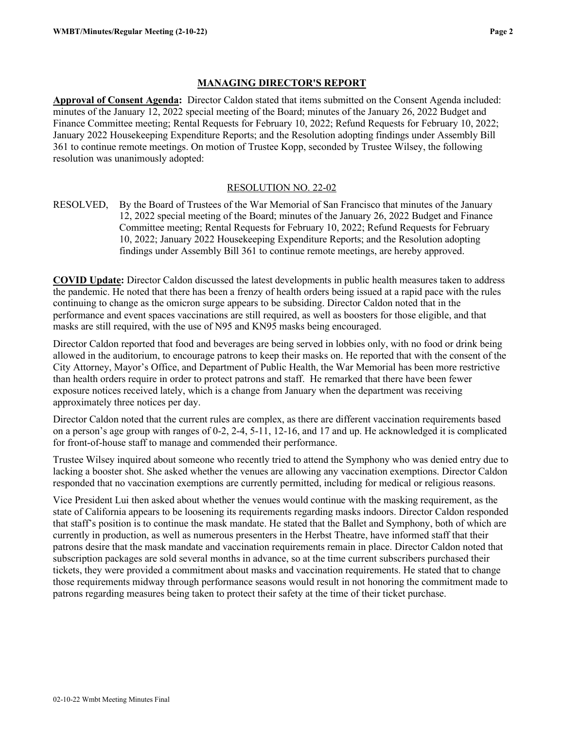## MANAGING DIRECTOR'S REPORT

**Approval of Consent Agenda:** Director Caldon stated that items submitted on the Consent Agenda included: minutes of the January 12, 2022 special meeting of the Board; minutes of the January 26, 2022 Budget and Finance Committee meeting; Rental Requests for February 10, 2022; Refund Requests for February 10, 2022; January 2022 Housekeeping Expenditure Reports; and the Resolution adopting findings under Assembly Bill 361 to continue remote meetings. On motion of Trustee Kopp, seconded by Trustee Wilsey, the following resolution was unanimously adopted:

RESOLUTION NO. 22-02

RESOLVED, By the Board of Trustees of the War Memorial of San Francisco that minutes of the January 12, 2022 special meeting of the Board; minutes of the January 26, 2022 Budget and Finance Committee meeting; Rental Requests for February 10, 2022; Refund Requests for February 10, 2022; January 2022 Housekeeping Expenditure Reports; and the Resolution adopting findings under Assembly Bill 361 to continue remote meetings, are hereby approved.

**COVID Update:** Director Caldon discussed the latest developments in public health measures taken to address the pandemic. He noted that there has been a frenzy of health orders being issued at a rapid pace with the rules continuing to change as the omicron surge appears to be subsiding. Director Caldon noted that in the performance and event spaces vaccinations are still required, as well as boosters for those eligible, and that masks are still required, with the use of N95 and KN95 masks being encouraged.

Director Caldon reported that food and beverages are being served in lobbies only, with no food or drink being allowed in the auditorium, to encourage patrons to keep their masks on. He reported that with the consent of the City Attorney, Mayor's Office, and Department of Public Health, the War Memorial has been more restrictive than health orders require in order to protect patrons and staff. He remarked that there have been fewer exposure notices received lately, which is a change from January when the department was receiving approximately three notices per day.

Director Caldon noted that the current rules are complex, as there are different vaccination requirements based on a person's age group with ranges of 0-2, 2-4, 5-11, 12-16, and 17 and up. He acknowledged it is complicated for front-of-house staff to manage and commended their performance.

Trustee Wilsey inquired about someone who recently tried to attend the Symphony who was denied entry due to lacking a booster shot. She asked whether the venues are allowing any vaccination exemptions. Director Caldon responded that no vaccination exemptions are currently permitted, including for medical or religious reasons.

Vice President Lui then asked about whether the venues would continue with the masking requirement, as the state of California appears to be loosening its requirements regarding masks indoors. Director Caldon responded that staff's position is to continue the mask mandate. He stated that the Ballet and Symphony, both of which are currently in production, as well as numerous presenters in the Herbst Theatre, have informed staff that their patrons desire that the mask mandate and vaccination requirements remain in place. Director Caldon noted that subscription packages are sold several months in advance, so at the time current subscribers purchased their tickets, they were provided a commitment about masks and vaccination requirements. He stated that to change those requirements midway through performance seasons would result in not honoring the commitment made to patrons regarding measures being taken to protect their safety at the time of their ticket purchase.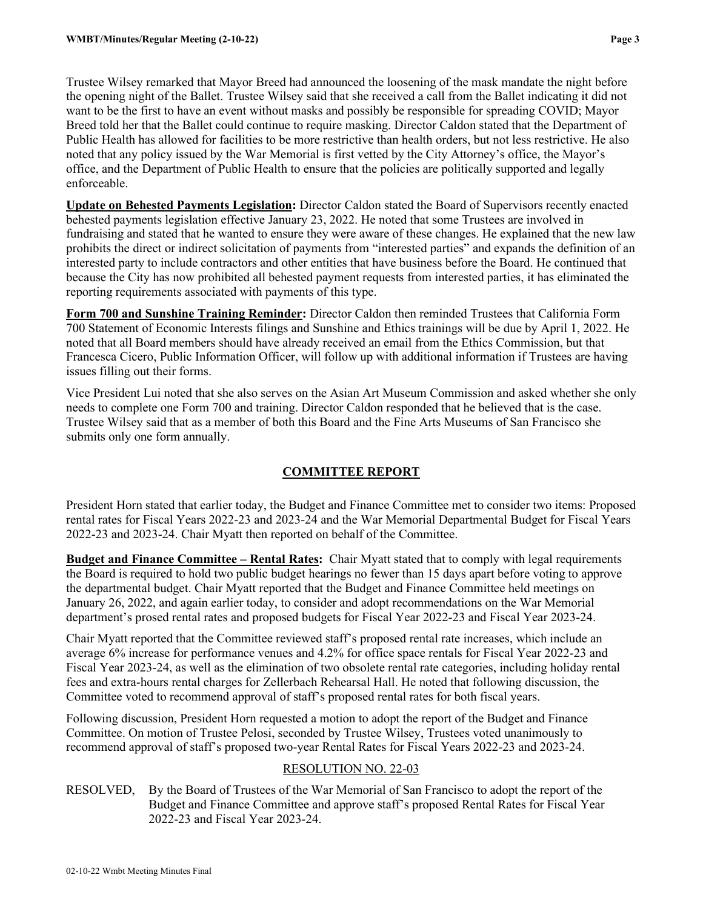Trustee Wilsey remarked that Mayor Breed had announced the loosening of the mask mandate the night before the opening night of the Ballet. Trustee Wilsey said that she received a call from the Ballet indicating it did not want to be the first to have an event without masks and possibly be responsible for spreading COVID; Mayor Breed told her that the Ballet could continue to require masking. Director Caldon stated that the Department of Public Health has allowed for facilities to be more restrictive than health orders, but not less restrictive. He also noted that any policy issued by the War Memorial is first vetted by the City Attorney's office, the Mayor's office, and the Department of Public Health to ensure that the policies are politically supported and legally enforceable.

**Update on Behested Payments Legislation:** Director Caldon stated the Board of Supervisors recently enacted behested payments legislation effective January 23, 2022. He noted that some Trustees are involved in fundraising and stated that he wanted to ensure they were aware of these changes. He explained that the new law prohibits the direct or indirect solicitation of payments from "interested parties" and expands the definition of an interested party to include contractors and other entities that have business before the Board. He continued that because the City has now prohibited all behested payment requests from interested parties, it has eliminated the reporting requirements associated with payments of this type.

**Form 700 and Sunshine Training Reminder:** Director Caldon then reminded Trustees that California Form 700 Statement of Economic Interests filings and Sunshine and Ethics trainings will be due by April 1, 2022. He noted that all Board members should have already received an email from the Ethics Commission, but that Francesca Cicero, Public Information Officer, will follow up with additional information if Trustees are having issues filling out their forms.

Vice President Lui noted that she also serves on the Asian Art Museum Commission and asked whether she only needs to complete one Form 700 and training. Director Caldon responded that he believed that is the case. Trustee Wilsey said that as a member of both this Board and the Fine Arts Museums of San Francisco she submits only one form annually.

## COMMITTEE REPORT

President Horn stated that earlier today, the Budget and Finance Committee met to consider two items: Proposed rental rates for Fiscal Years 2022-23 and 2023-24 and the War Memorial Departmental Budget for Fiscal Years 2022-23 and 2023-24. Chair Myatt then reported on behalf of the Committee.

**Budget and Finance Committee – Rental Rates:** Chair Myatt stated that to comply with legal requirements the Board is required to hold two public budget hearings no fewer than 15 days apart before voting to approve the departmental budget. Chair Myatt reported that the Budget and Finance Committee held meetings on January 26, 2022, and again earlier today, to consider and adopt recommendations on the War Memorial department's prosed rental rates and proposed budgets for Fiscal Year 2022-23 and Fiscal Year 2023-24.

Chair Myatt reported that the Committee reviewed staff's proposed rental rate increases, which include an average 6% increase for performance venues and 4.2% for office space rentals for Fiscal Year 2022-23 and Fiscal Year 2023-24, as well as the elimination of two obsolete rental rate categories, including holiday rental fees and extra-hours rental charges for Zellerbach Rehearsal Hall. He noted that following discussion, the Committee voted to recommend approval of staff's proposed rental rates for both fiscal years.

Following discussion, President Horn requested a motion to adopt the report of the Budget and Finance Committee. On motion of Trustee Pelosi, seconded by Trustee Wilsey, Trustees voted unanimously to recommend approval of staff's proposed two-year Rental Rates for Fiscal Years 2022-23 and 2023-24.

RESOLUTION NO. 22-03

RESOLVED, By the Board of Trustees of the War Memorial of San Francisco to adopt the report of the Budget and Finance Committee and approve staff's proposed Rental Rates for Fiscal Year 2022-23 and Fiscal Year 2023-24.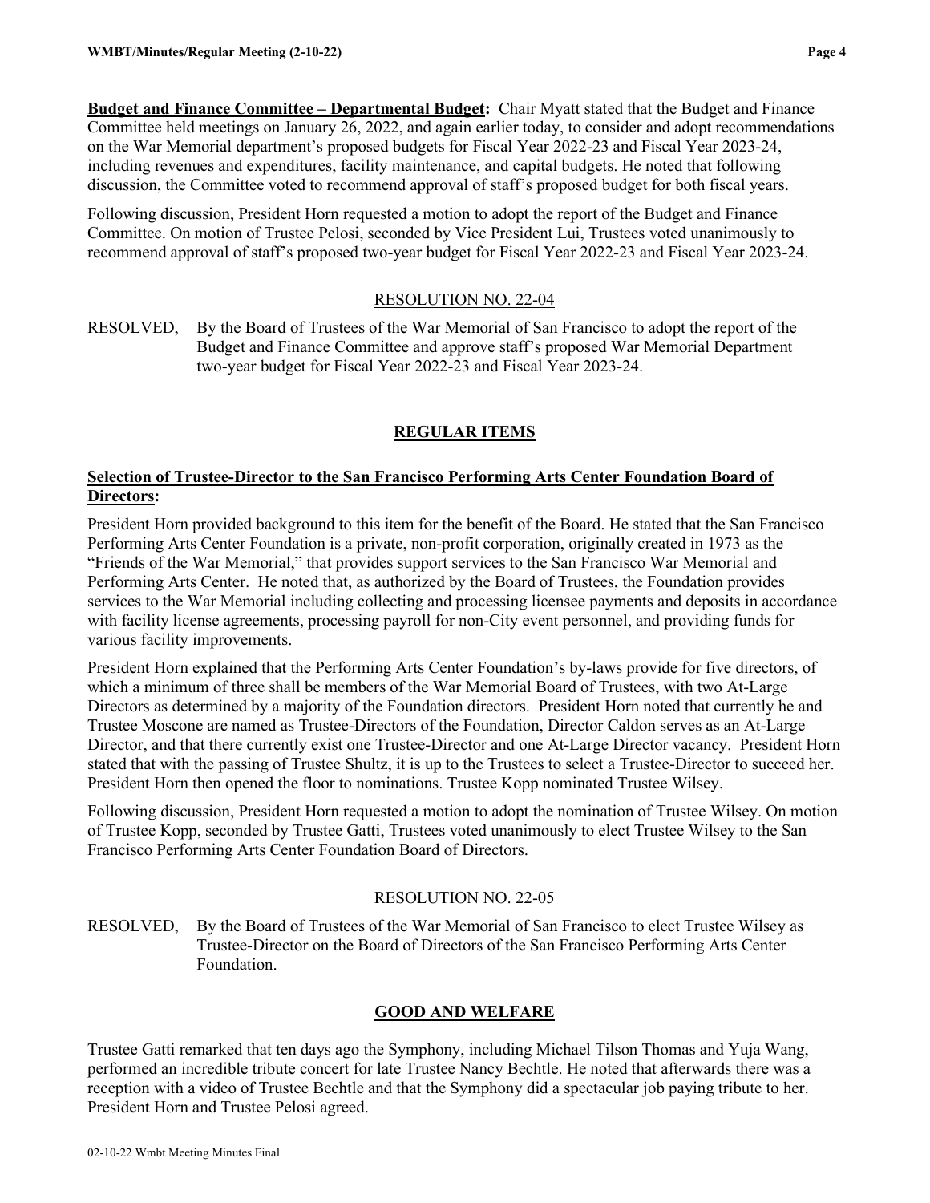**Budget and Finance Committee – Departmental Budget:** Chair Myatt stated that the Budget and Finance Committee held meetings on January 26, 2022, and again earlier today, to consider and adopt recommendations on the War Memorial department's proposed budgets for Fiscal Year 2022-23 and Fiscal Year 2023-24, including revenues and expenditures, facility maintenance, and capital budgets. He noted that following discussion, the Committee voted to recommend approval of staff's proposed budget for both fiscal years.

Following discussion, President Horn requested a motion to adopt the report of the Budget and Finance Committee. On motion of Trustee Pelosi, seconded by Vice President Lui, Trustees voted unanimously to recommend approval of staff's proposed two-year budget for Fiscal Year 2022-23 and Fiscal Year 2023-24.

RESOLUTION NO. 22-04

RESOLVED, By the Board of Trustees of the War Memorial of San Francisco to adopt the report of the Budget and Finance Committee and approve staff's proposed War Memorial Department two-year budget for Fiscal Year 2022-23 and Fiscal Year 2023-24.

## REGULAR ITEMS

**Selection of Trustee-Director to the San Francisco Performing Arts Center Foundation Board of Directors:**

President Horn provided background to this item for the benefit of the Board. He stated that the San Francisco Performing Arts Center Foundation is a private, non-profit corporation, originally created in 1973 as the "Friends of the War Memorial," that provides support services to the San Francisco War Memorial and Performing Arts Center. He noted that, as authorized by the Board of Trustees, the Foundation provides services to the War Memorial including collecting and processing licensee payments and deposits in accordance with facility license agreements, processing payroll for non-City event personnel, and providing funds for various facility improvements.

President Horn explained that the Performing Arts Center Foundation's by-laws provide for five directors, of which a minimum of three shall be members of the War Memorial Board of Trustees, with two At-Large Directors as determined by a majority of the Foundation directors. President Horn noted that currently he and Trustee Moscone are named as Trustee-Directors of the Foundation, Director Caldon serves as an At-Large Director, and that there currently exist one Trustee-Director and one At-Large Director vacancy. President Horn stated that with the passing of Trustee Shultz, it is up to the Trustees to select a Trustee-Director to succeed her. President Horn then opened the floor to nominations. Trustee Kopp nominated Trustee Wilsey.

Following discussion, President Horn requested a motion to adopt the nomination of Trustee Wilsey. On motion of Trustee Kopp, seconded by Trustee Gatti, Trustees voted unanimously to elect Trustee Wilsey to the San Francisco Performing Arts Center Foundation Board of Directors.

RESOLUTION NO. 22-05

RESOLVED, By the Board of Trustees of the War Memorial of San Francisco to elect Trustee Wilsey as Trustee-Director on the Board of Directors of the San Francisco Performing Arts Center Foundation.

## GOOD AND WELFARE

Trustee Gatti remarked that ten days ago the Symphony, including Michael Tilson Thomas and Yuja Wang, performed an incredible tribute concert for late Trustee Nancy Bechtle. He noted that afterwards there was a reception with a video of Trustee Bechtle and that the Symphony did a spectacular job paying tribute to her. President Horn and Trustee Pelosi agreed.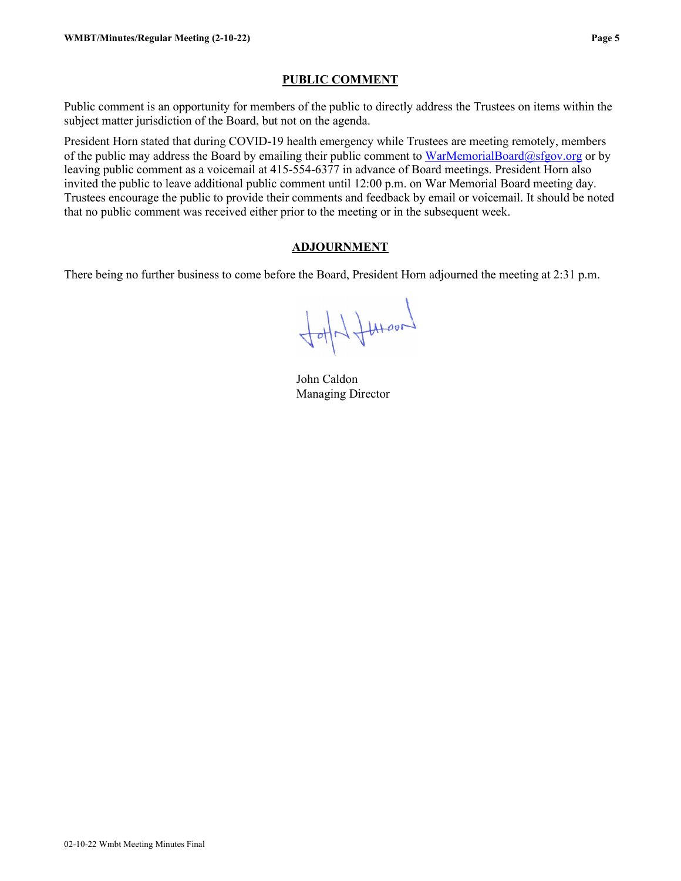## PUBLIC COMMENT

Public comment is an opportunity for members of the public to directly address the Trustees on items within the subject matter jurisdiction of the Board, but not on the agenda.

President Horn stated that during COVID-19 health emergency while Trustees are meeting remotely, members of the public may address the Board by emailing their public comment to WarMemorialBoard@sfgov.org or by leaving public comment as a voicemail at 415-554-6377 in advance of Board meetings. President Horn also invited the public to leave additional public comment until 12:00 p.m. on War Memorial Board meeting day. Trustees encourage the public to provide their comments and feedback by email or voicemail. It should be noted that no public comment was received either prior to the meeting or in the subsequent week.

## ADJOURNMENT

There being no further business to come before the Board, President Horn adjourned the meeting at 2:31 p.m.

John Caldon
Managing Director